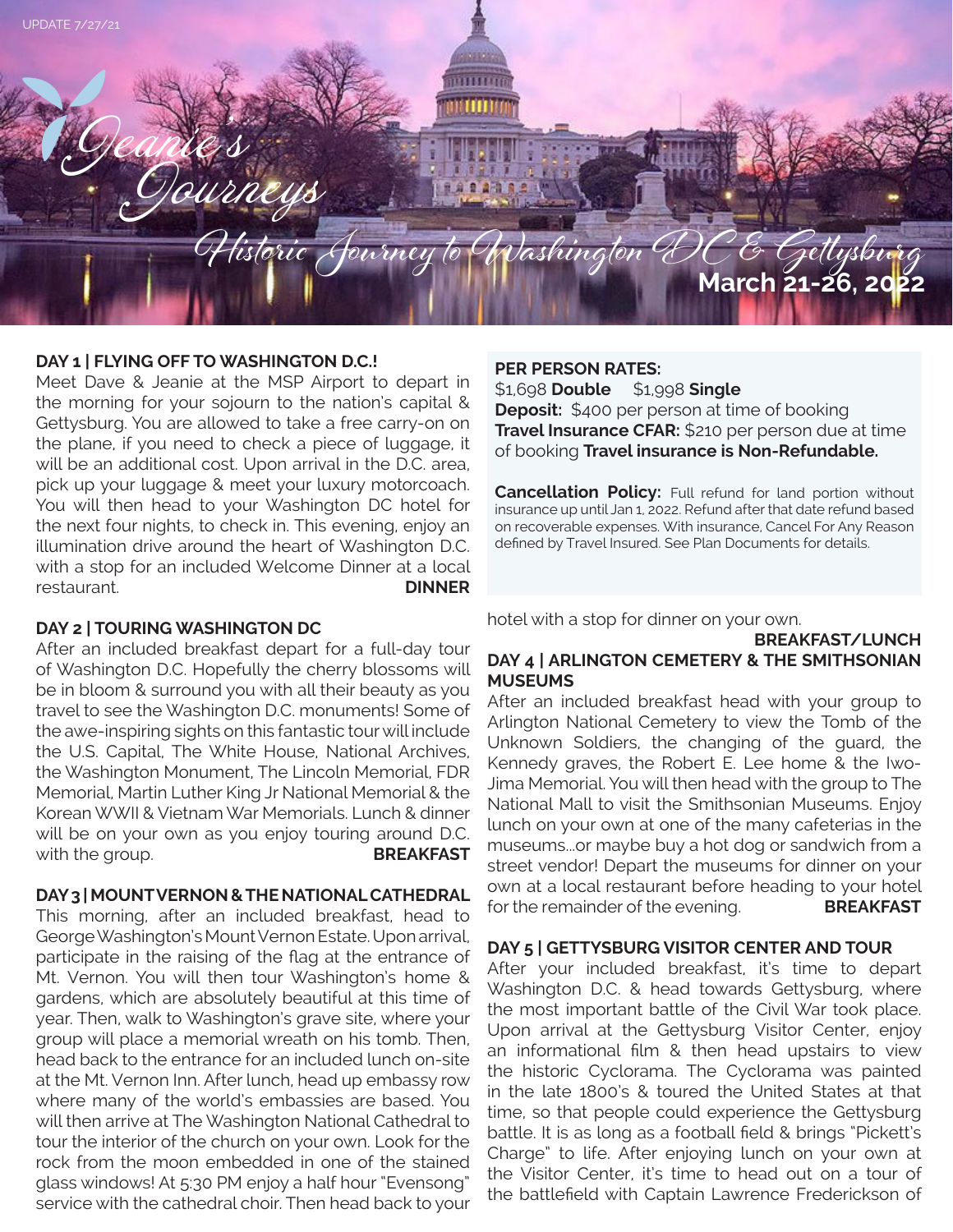UPDATE 7/27/21

# Jeanie's Journeys

## Historic Journey to Washington DC & Gettysburg

**March 21-26, 2022**

**PER PERSON RATES:**
$1,698 **Double** $1,998 **Single**
**Deposit:** $400 per person at time of booking
**Travel Insurance CFAR:** $210 per person due at time of booking **Travel insurance is Non-Refundable.**

**Cancellation Policy:** Full refund for land portion without insurance up until Jan 1, 2022. Refund after that date refund based on recoverable expenses. With insurance, Cancel For Any Reason defined by Travel Insured. See Plan Documents for details.

### DAY 1 | FLYING OFF TO WASHINGTON D.C.!

Meet Dave & Jeanie at the MSP Airport to depart in the morning for your sojourn to the nation's capital & Gettysburg. You are allowed to take a free carry-on on the plane, if you need to check a piece of luggage, it will be an additional cost. Upon arrival in the D.C. area, pick up your luggage & meet your luxury motorcoach. You will then head to your Washington DC hotel for the next four nights, to check in. This evening, enjoy an illumination drive around the heart of Washington D.C. with a stop for an included Welcome Dinner at a local restaurant. **DINNER**

### DAY 2 | TOURING WASHINGTON DC

After an included breakfast depart for a full-day tour of Washington D.C. Hopefully the cherry blossoms will be in bloom & surround you with all their beauty as you travel to see the Washington D.C. monuments! Some of the awe-inspiring sights on this fantastic tour will include the U.S. Capital, The White House, National Archives, the Washington Monument, The Lincoln Memorial, FDR Memorial, Martin Luther King Jr National Memorial & the Korean WWII & Vietnam War Memorials. Lunch & dinner will be on your own as you enjoy touring around D.C. with the group. **BREAKFAST**

### DAY 3 | MOUNT VERNON & THE NATIONAL CATHEDRAL

This morning, after an included breakfast, head to George Washington's Mount Vernon Estate. Upon arrival, participate in the raising of the flag at the entrance of Mt. Vernon. You will then tour Washington's home & gardens, which are absolutely beautiful at this time of year. Then, walk to Washington's grave site, where your group will place a memorial wreath on his tomb. Then, head back to the entrance for an included lunch on-site at the Mt. Vernon Inn. After lunch, head up embassy row where many of the world's embassies are based. You will then arrive at The Washington National Cathedral to tour the interior of the church on your own. Look for the rock from the moon embedded in one of the stained glass windows! At 5:30 PM enjoy a half hour "Evensong" service with the cathedral choir. Then head back to your hotel with a stop for dinner on your own. **BREAKFAST/LUNCH**

### DAY 4 | ARLINGTON CEMETERY & THE SMITHSONIAN MUSEUMS

After an included breakfast head with your group to Arlington National Cemetery to view the Tomb of the Unknown Soldiers, the changing of the guard, the Kennedy graves, the Robert E. Lee home & the Iwo-Jima Memorial. You will then head with the group to The National Mall to visit the Smithsonian Museums. Enjoy lunch on your own at one of the many cafeterias in the museums...or maybe buy a hot dog or sandwich from a street vendor! Depart the museums for dinner on your own at a local restaurant before heading to your hotel for the remainder of the evening. **BREAKFAST**

### DAY 5 | GETTYSBURG VISITOR CENTER AND TOUR

After your included breakfast, it's time to depart Washington D.C. & head towards Gettysburg, where the most important battle of the Civil War took place. Upon arrival at the Gettysburg Visitor Center, enjoy an informational film & then head upstairs to view the historic Cyclorama. The Cyclorama was painted in the late 1800's & toured the United States at that time, so that people could experience the Gettysburg battle. It is as long as a football field & brings "Pickett's Charge" to life. After enjoying lunch on your own at the Visitor Center, it's time to head out on a tour of the battlefield with Captain Lawrence Frederickson of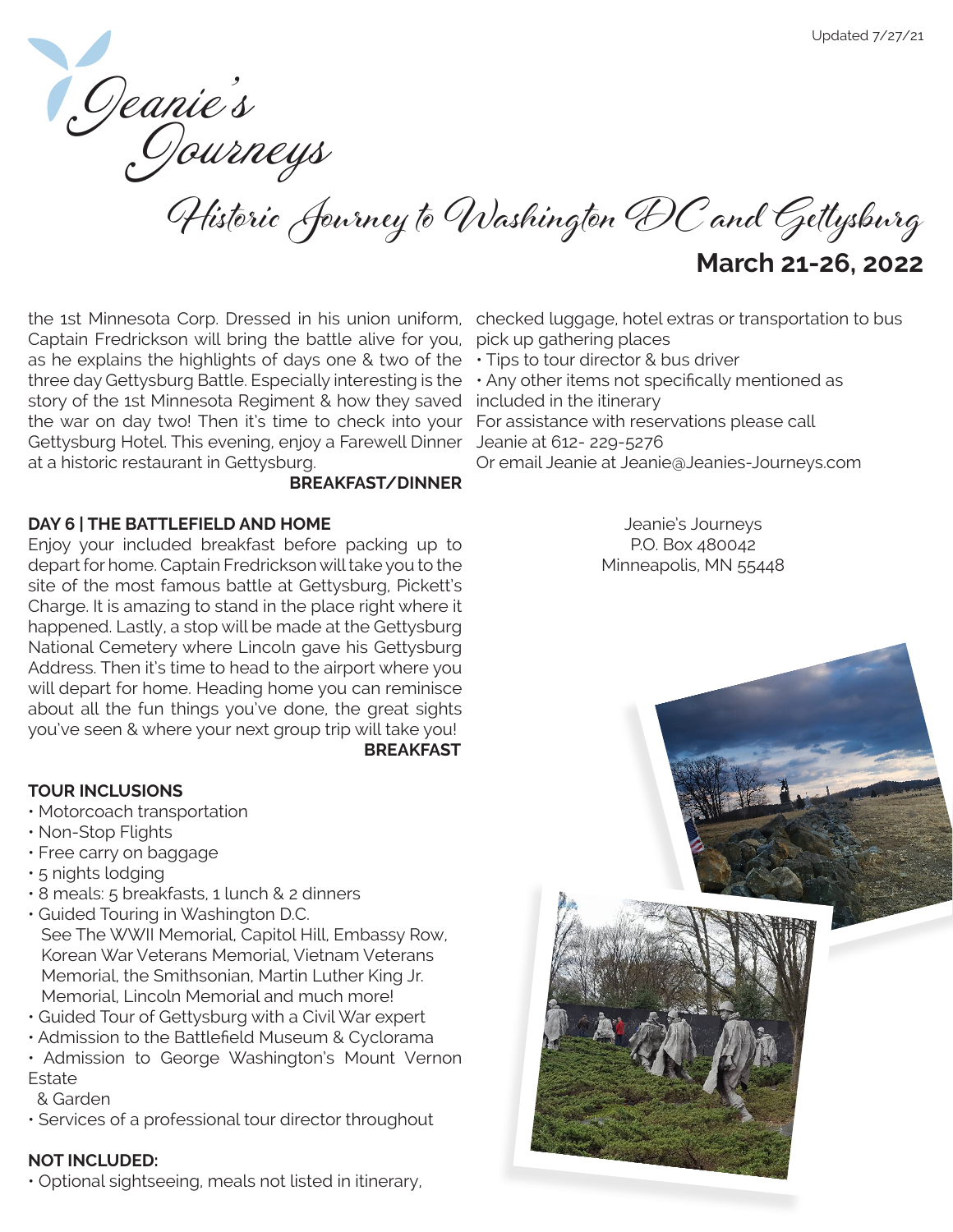Updated 7/27/21

Jeanie's Journeys

# Historic Journey to Washington DC and Gettysburg

**March 21-26, 2022**

the 1st Minnesota Corp. Dressed in his union uniform, Captain Fredrickson will bring the battle alive for you, as he explains the highlights of days one & two of the three day Gettysburg Battle. Especially interesting is the story of the 1st Minnesota Regiment & how they saved the war on day two! Then it's time to check into your Gettysburg Hotel. This evening, enjoy a Farewell Dinner at a historic restaurant in Gettysburg.

**BREAKFAST/DINNER**

**DAY 6 | THE BATTLEFIELD AND HOME**

Enjoy your included breakfast before packing up to depart for home. Captain Fredrickson will take you to the site of the most famous battle at Gettysburg, Pickett's Charge. It is amazing to stand in the place right where it happened. Lastly, a stop will be made at the Gettysburg National Cemetery where Lincoln gave his Gettysburg Address. Then it's time to head to the airport where you will depart for home. Heading home you can reminisce about all the fun things you've done, the great sights you've seen & where your next group trip will take you!

**BREAKFAST**

**TOUR INCLUSIONS**

- Motorcoach transportation
- Non-Stop Flights
- Free carry on baggage
- 5 nights lodging
- 8 meals: 5 breakfasts, 1 lunch & 2 dinners
- Guided Touring in Washington D.C.
  See The WWII Memorial, Capitol Hill, Embassy Row, Korean War Veterans Memorial, Vietnam Veterans Memorial, the Smithsonian, Martin Luther King Jr. Memorial, Lincoln Memorial and much more!
- Guided Tour of Gettysburg with a Civil War expert
- Admission to the Battlefield Museum & Cyclorama
- Admission to George Washington's Mount Vernon Estate & Garden
- Services of a professional tour director throughout

**NOT INCLUDED:**

- Optional sightseeing, meals not listed in itinerary, checked luggage, hotel extras or transportation to bus pick up gathering places
- Tips to tour director & bus driver
- Any other items not specifically mentioned as included in the itinerary

For assistance with reservations please call Jeanie at 612- 229-5276
Or email Jeanie at Jeanie@Jeanies-Journeys.com

Jeanie's Journeys
P.O. Box 480042
Minneapolis, MN 55448